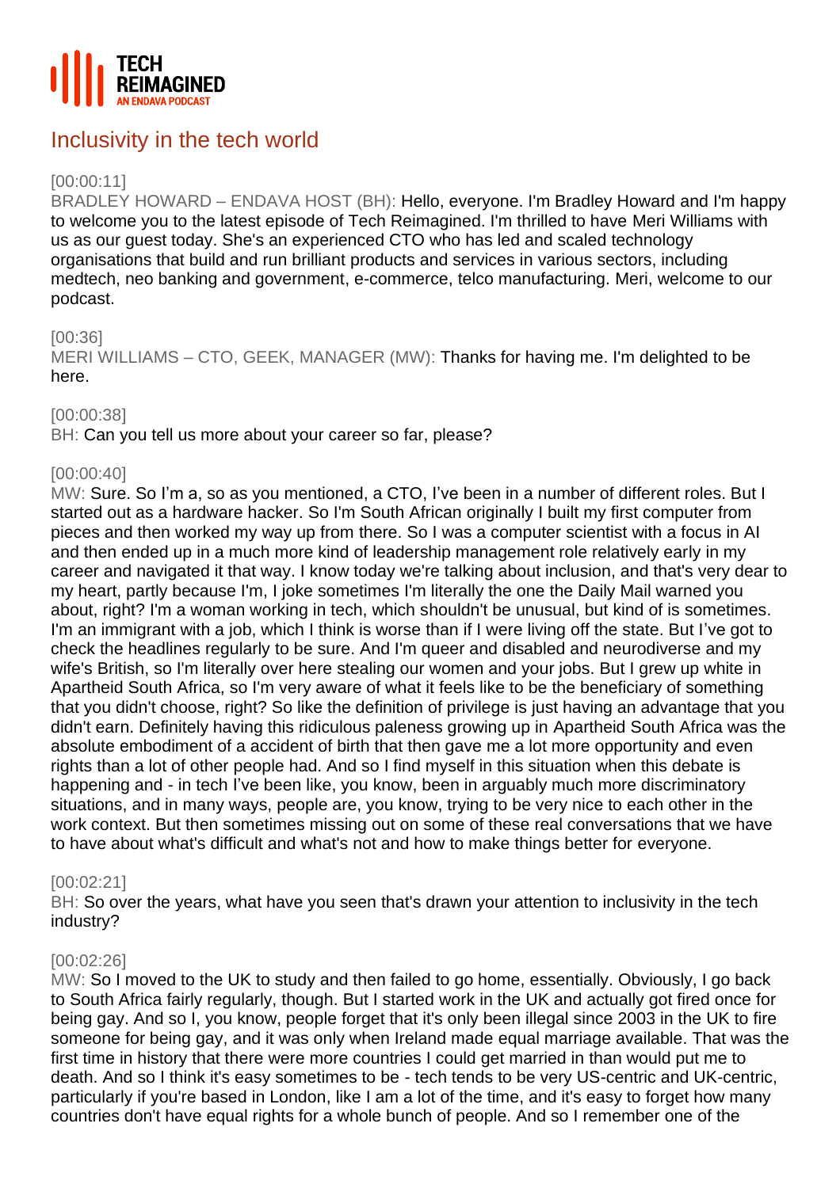# Inclusivity in the tech world

[00:00:11]
BRADLEY HOWARD – ENDAVA HOST (BH): Hello, everyone. I'm Bradley Howard and I'm happy to welcome you to the latest episode of Tech Reimagined. I'm thrilled to have Meri Williams with us as our guest today. She's an experienced CTO who has led and scaled technology organisations that build and run brilliant products and services in various sectors, including medtech, neo banking and government, e-commerce, telco manufacturing. Meri, welcome to our podcast.

[00:36]
MERI WILLIAMS – CTO, GEEK, MANAGER (MW): Thanks for having me. I'm delighted to be here.

[00:00:38]
BH: Can you tell us more about your career so far, please?

[00:00:40]
MW: Sure. So I'm a, so as you mentioned, a CTO, I've been in a number of different roles. But I started out as a hardware hacker. So I'm South African originally I built my first computer from pieces and then worked my way up from there. So I was a computer scientist with a focus in AI and then ended up in a much more kind of leadership management role relatively early in my career and navigated it that way. I know today we're talking about inclusion, and that's very dear to my heart, partly because I'm, I joke sometimes I'm literally the one the Daily Mail warned you about, right? I'm a woman working in tech, which shouldn't be unusual, but kind of is sometimes. I'm an immigrant with a job, which I think is worse than if I were living off the state. But I've got to check the headlines regularly to be sure. And I'm queer and disabled and neurodiverse and my wife's British, so I'm literally over here stealing our women and your jobs. But I grew up white in Apartheid South Africa, so I'm very aware of what it feels like to be the beneficiary of something that you didn't choose, right? So like the definition of privilege is just having an advantage that you didn't earn. Definitely having this ridiculous paleness growing up in Apartheid South Africa was the absolute embodiment of a accident of birth that then gave me a lot more opportunity and even rights than a lot of other people had. And so I find myself in this situation when this debate is happening and - in tech I've been like, you know, been in arguably much more discriminatory situations, and in many ways, people are, you know, trying to be very nice to each other in the work context. But then sometimes missing out on some of these real conversations that we have to have about what's difficult and what's not and how to make things better for everyone.

[00:02:21]
BH: So over the years, what have you seen that's drawn your attention to inclusivity in the tech industry?

[00:02:26]
MW: So I moved to the UK to study and then failed to go home, essentially. Obviously, I go back to South Africa fairly regularly, though. But I started work in the UK and actually got fired once for being gay. And so I, you know, people forget that it's only been illegal since 2003 in the UK to fire someone for being gay, and it was only when Ireland made equal marriage available. That was the first time in history that there were more countries I could get married in than would put me to death. And so I think it's easy sometimes to be - tech tends to be very US-centric and UK-centric, particularly if you're based in London, like I am a lot of the time, and it's easy to forget how many countries don't have equal rights for a whole bunch of people. And so I remember one of the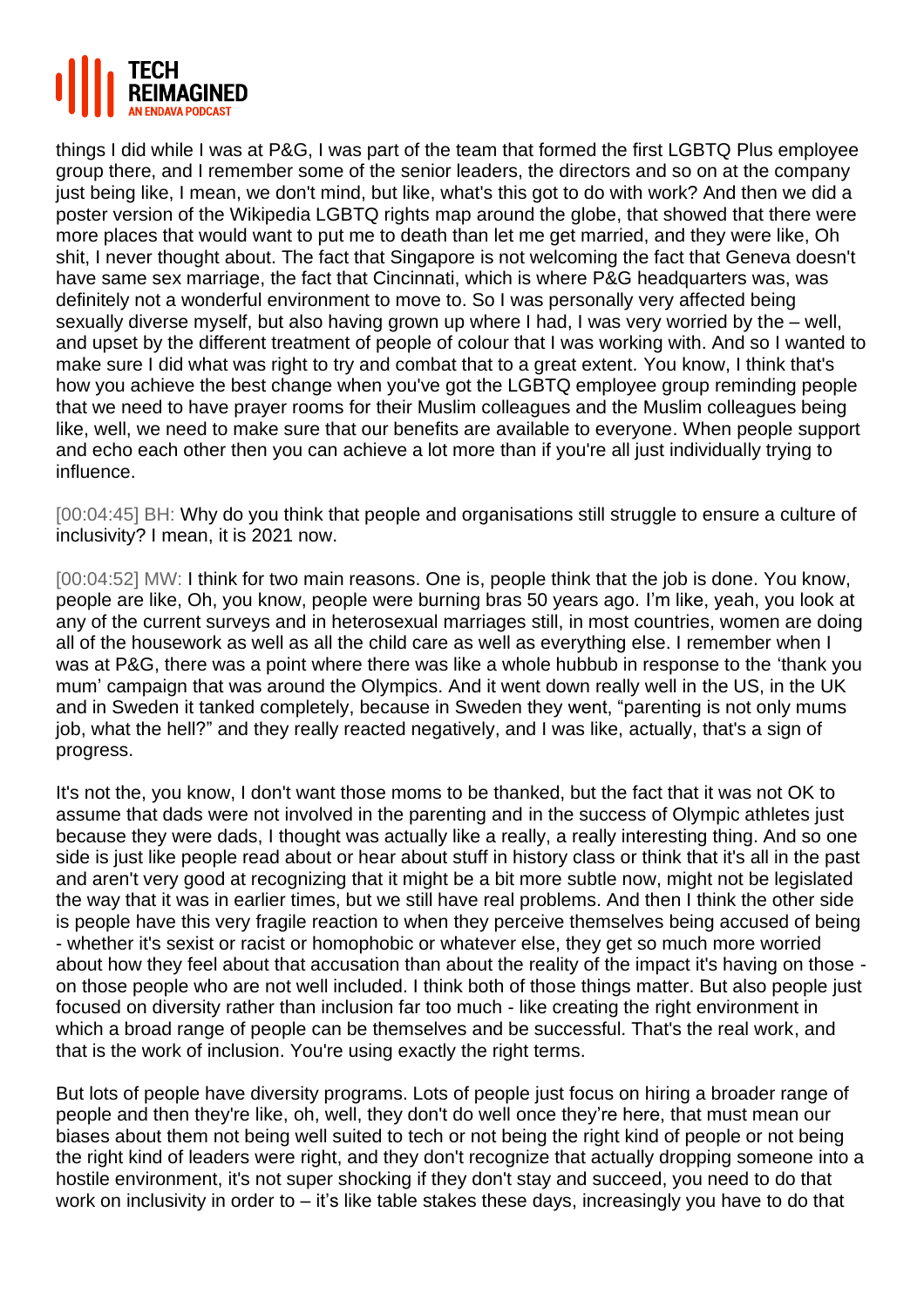things I did while I was at P&G, I was part of the team that formed the first LGBTQ Plus employee group there, and I remember some of the senior leaders, the directors and so on at the company just being like, I mean, we don't mind, but like, what's this got to do with work? And then we did a poster version of the Wikipedia LGBTQ rights map around the globe, that showed that there were more places that would want to put me to death than let me get married, and they were like, Oh shit, I never thought about. The fact that Singapore is not welcoming the fact that Geneva doesn't have same sex marriage, the fact that Cincinnati, which is where P&G headquarters was, was definitely not a wonderful environment to move to. So I was personally very affected being sexually diverse myself, but also having grown up where I had, I was very worried by the – well, and upset by the different treatment of people of colour that I was working with. And so I wanted to make sure I did what was right to try and combat that to a great extent. You know, I think that's how you achieve the best change when you've got the LGBTQ employee group reminding people that we need to have prayer rooms for their Muslim colleagues and the Muslim colleagues being like, well, we need to make sure that our benefits are available to everyone. When people support and echo each other then you can achieve a lot more than if you're all just individually trying to influence.

[00:04:45] BH: Why do you think that people and organisations still struggle to ensure a culture of inclusivity? I mean, it is 2021 now.

[00:04:52] MW: I think for two main reasons. One is, people think that the job is done. You know, people are like, Oh, you know, people were burning bras 50 years ago. I'm like, yeah, you look at any of the current surveys and in heterosexual marriages still, in most countries, women are doing all of the housework as well as all the child care as well as everything else. I remember when I was at P&G, there was a point where there was like a whole hubbub in response to the 'thank you mum' campaign that was around the Olympics. And it went down really well in the US, in the UK and in Sweden it tanked completely, because in Sweden they went, "parenting is not only mums job, what the hell?" and they really reacted negatively, and I was like, actually, that's a sign of progress.

It's not the, you know, I don't want those moms to be thanked, but the fact that it was not OK to assume that dads were not involved in the parenting and in the success of Olympic athletes just because they were dads, I thought was actually like a really, a really interesting thing. And so one side is just like people read about or hear about stuff in history class or think that it's all in the past and aren't very good at recognizing that it might be a bit more subtle now, might not be legislated the way that it was in earlier times, but we still have real problems. And then I think the other side is people have this very fragile reaction to when they perceive themselves being accused of being - whether it's sexist or racist or homophobic or whatever else, they get so much more worried about how they feel about that accusation than about the reality of the impact it's having on those - on those people who are not well included. I think both of those things matter. But also people just focused on diversity rather than inclusion far too much - like creating the right environment in which a broad range of people can be themselves and be successful. That's the real work, and that is the work of inclusion. You're using exactly the right terms.

But lots of people have diversity programs. Lots of people just focus on hiring a broader range of people and then they're like, oh, well, they don't do well once they're here, that must mean our biases about them not being well suited to tech or not being the right kind of people or not being the right kind of leaders were right, and they don't recognize that actually dropping someone into a hostile environment, it's not super shocking if they don't stay and succeed, you need to do that work on inclusivity in order to – it's like table stakes these days, increasingly you have to do that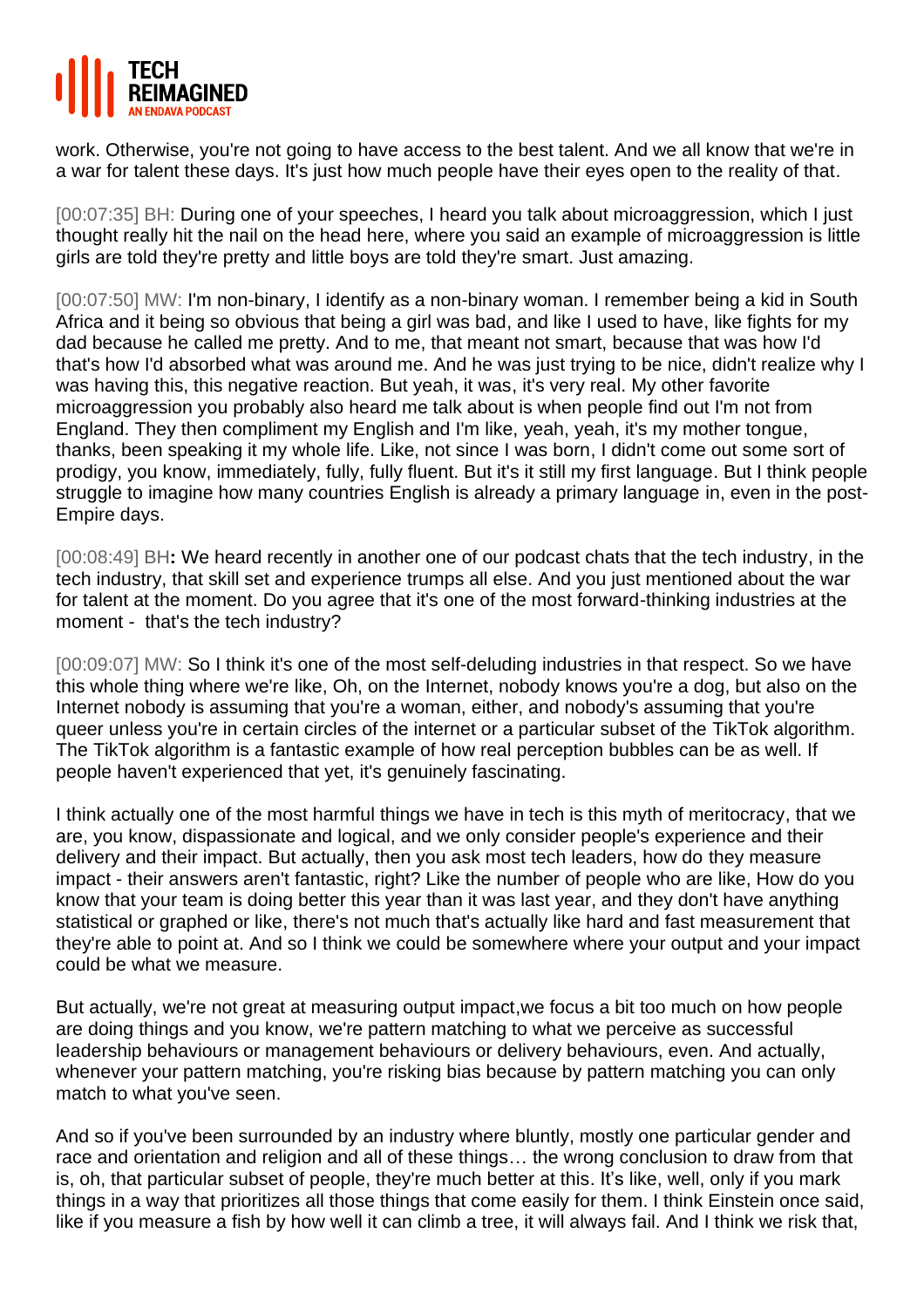work. Otherwise, you're not going to have access to the best talent. And we all know that we're in a war for talent these days. It's just how much people have their eyes open to the reality of that.

[00:07:35] BH: During one of your speeches, I heard you talk about microaggression, which I just thought really hit the nail on the head here, where you said an example of microaggression is little girls are told they're pretty and little boys are told they're smart. Just amazing.

[00:07:50] MW: I'm non-binary, I identify as a non-binary woman. I remember being a kid in South Africa and it being so obvious that being a girl was bad, and like I used to have, like fights for my dad because he called me pretty. And to me, that meant not smart, because that was how I'd that's how I'd absorbed what was around me. And he was just trying to be nice, didn't realize why I was having this, this negative reaction. But yeah, it was, it's very real. My other favorite microaggression you probably also heard me talk about is when people find out I'm not from England. They then compliment my English and I'm like, yeah, yeah, it's my mother tongue, thanks, been speaking it my whole life. Like, not since I was born, I didn't come out some sort of prodigy, you know, immediately, fully, fully fluent. But it's it still my first language. But I think people struggle to imagine how many countries English is already a primary language in, even in the post-Empire days.

[00:08:49] BH**:** We heard recently in another one of our podcast chats that the tech industry, in the tech industry, that skill set and experience trumps all else. And you just mentioned about the war for talent at the moment. Do you agree that it's one of the most forward-thinking industries at the moment - that's the tech industry?

[00:09:07] MW: So I think it's one of the most self-deluding industries in that respect. So we have this whole thing where we're like, Oh, on the Internet, nobody knows you're a dog, but also on the Internet nobody is assuming that you're a woman, either, and nobody's assuming that you're queer unless you're in certain circles of the internet or a particular subset of the TikTok algorithm. The TikTok algorithm is a fantastic example of how real perception bubbles can be as well. If people haven't experienced that yet, it's genuinely fascinating.

I think actually one of the most harmful things we have in tech is this myth of meritocracy, that we are, you know, dispassionate and logical, and we only consider people's experience and their delivery and their impact. But actually, then you ask most tech leaders, how do they measure impact - their answers aren't fantastic, right? Like the number of people who are like, How do you know that your team is doing better this year than it was last year, and they don't have anything statistical or graphed or like, there's not much that's actually like hard and fast measurement that they're able to point at. And so I think we could be somewhere where your output and your impact could be what we measure.

But actually, we're not great at measuring output impact,we focus a bit too much on how people are doing things and you know, we're pattern matching to what we perceive as successful leadership behaviours or management behaviours or delivery behaviours, even. And actually, whenever your pattern matching, you're risking bias because by pattern matching you can only match to what you've seen.

And so if you've been surrounded by an industry where bluntly, mostly one particular gender and race and orientation and religion and all of these things… the wrong conclusion to draw from that is, oh, that particular subset of people, they're much better at this. It's like, well, only if you mark things in a way that prioritizes all those things that come easily for them. I think Einstein once said, like if you measure a fish by how well it can climb a tree, it will always fail. And I think we risk that,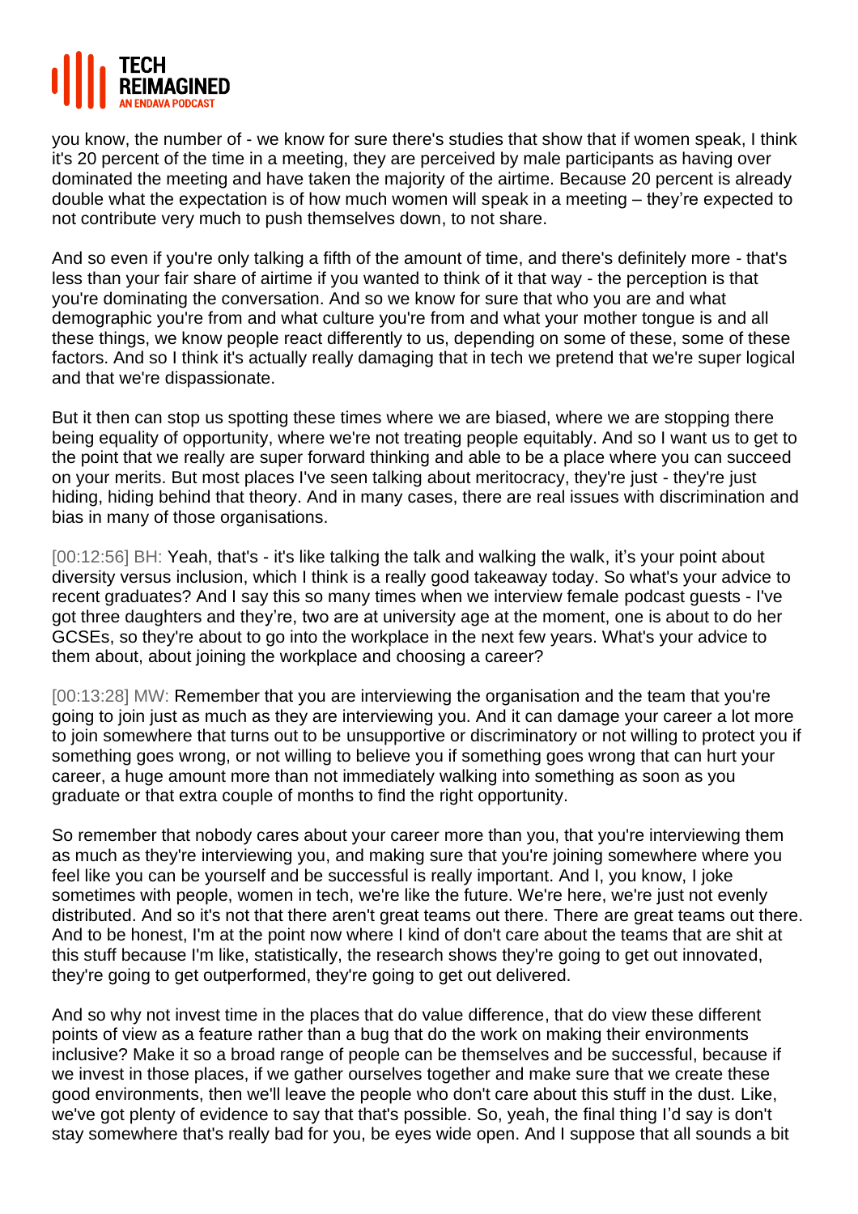you know, the number of - we know for sure there's studies that show that if women speak, I think it's 20 percent of the time in a meeting, they are perceived by male participants as having over dominated the meeting and have taken the majority of the airtime. Because 20 percent is already double what the expectation is of how much women will speak in a meeting – they're expected to not contribute very much to push themselves down, to not share.

And so even if you're only talking a fifth of the amount of time, and there's definitely more - that's less than your fair share of airtime if you wanted to think of it that way - the perception is that you're dominating the conversation. And so we know for sure that who you are and what demographic you're from and what culture you're from and what your mother tongue is and all these things, we know people react differently to us, depending on some of these, some of these factors. And so I think it's actually really damaging that in tech we pretend that we're super logical and that we're dispassionate.

But it then can stop us spotting these times where we are biased, where we are stopping there being equality of opportunity, where we're not treating people equitably. And so I want us to get to the point that we really are super forward thinking and able to be a place where you can succeed on your merits. But most places I've seen talking about meritocracy, they're just - they're just hiding, hiding behind that theory. And in many cases, there are real issues with discrimination and bias in many of those organisations.

[00:12:56] BH: Yeah, that's - it's like talking the talk and walking the walk, it's your point about diversity versus inclusion, which I think is a really good takeaway today. So what's your advice to recent graduates? And I say this so many times when we interview female podcast guests - I've got three daughters and they're, two are at university age at the moment, one is about to do her GCSEs, so they're about to go into the workplace in the next few years. What's your advice to them about, about joining the workplace and choosing a career?

[00:13:28] MW: Remember that you are interviewing the organisation and the team that you're going to join just as much as they are interviewing you. And it can damage your career a lot more to join somewhere that turns out to be unsupportive or discriminatory or not willing to protect you if something goes wrong, or not willing to believe you if something goes wrong that can hurt your career, a huge amount more than not immediately walking into something as soon as you graduate or that extra couple of months to find the right opportunity.

So remember that nobody cares about your career more than you, that you're interviewing them as much as they're interviewing you, and making sure that you're joining somewhere where you feel like you can be yourself and be successful is really important. And I, you know, I joke sometimes with people, women in tech, we're like the future. We're here, we're just not evenly distributed. And so it's not that there aren't great teams out there. There are great teams out there. And to be honest, I'm at the point now where I kind of don't care about the teams that are shit at this stuff because I'm like, statistically, the research shows they're going to get out innovated, they're going to get outperformed, they're going to get out delivered.

And so why not invest time in the places that do value difference, that do view these different points of view as a feature rather than a bug that do the work on making their environments inclusive? Make it so a broad range of people can be themselves and be successful, because if we invest in those places, if we gather ourselves together and make sure that we create these good environments, then we'll leave the people who don't care about this stuff in the dust. Like, we've got plenty of evidence to say that that's possible. So, yeah, the final thing I'd say is don't stay somewhere that's really bad for you, be eyes wide open. And I suppose that all sounds a bit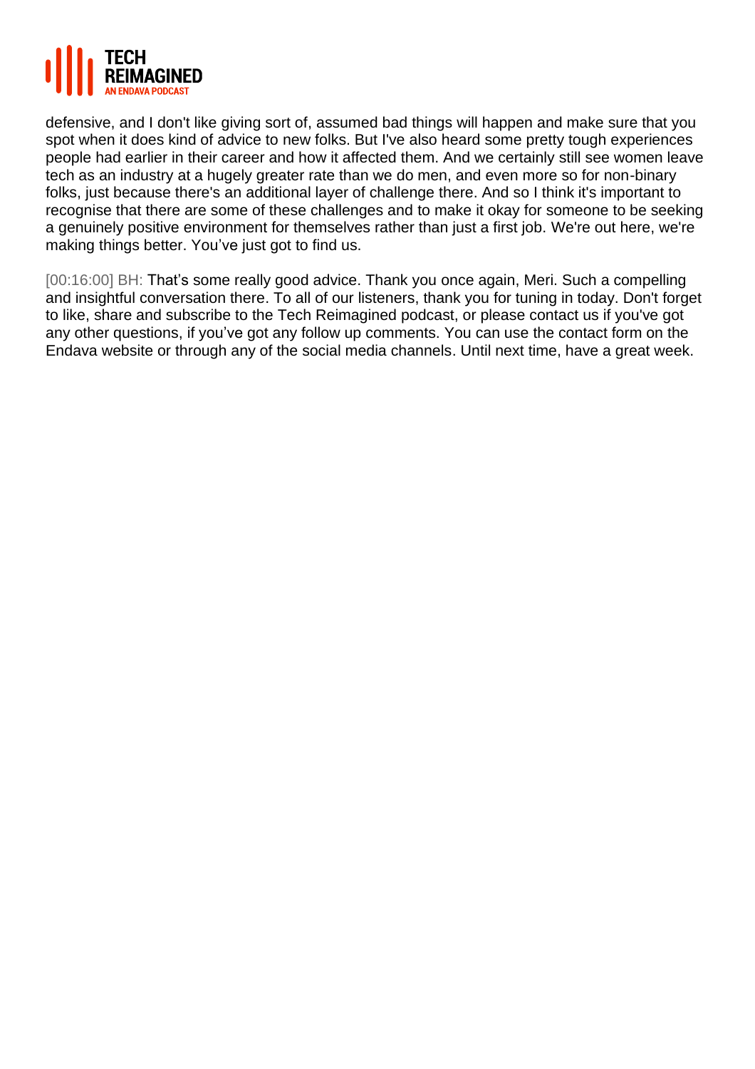defensive, and I don't like giving sort of, assumed bad things will happen and make sure that you spot when it does kind of advice to new folks. But I've also heard some pretty tough experiences people had earlier in their career and how it affected them. And we certainly still see women leave tech as an industry at a hugely greater rate than we do men, and even more so for non-binary folks, just because there's an additional layer of challenge there. And so I think it's important to recognise that there are some of these challenges and to make it okay for someone to be seeking a genuinely positive environment for themselves rather than just a first job. We're out here, we're making things better. You've just got to find us.

[00:16:00] BH: That's some really good advice. Thank you once again, Meri. Such a compelling and insightful conversation there. To all of our listeners, thank you for tuning in today. Don't forget to like, share and subscribe to the Tech Reimagined podcast, or please contact us if you've got any other questions, if you've got any follow up comments. You can use the contact form on the Endava website or through any of the social media channels. Until next time, have a great week.